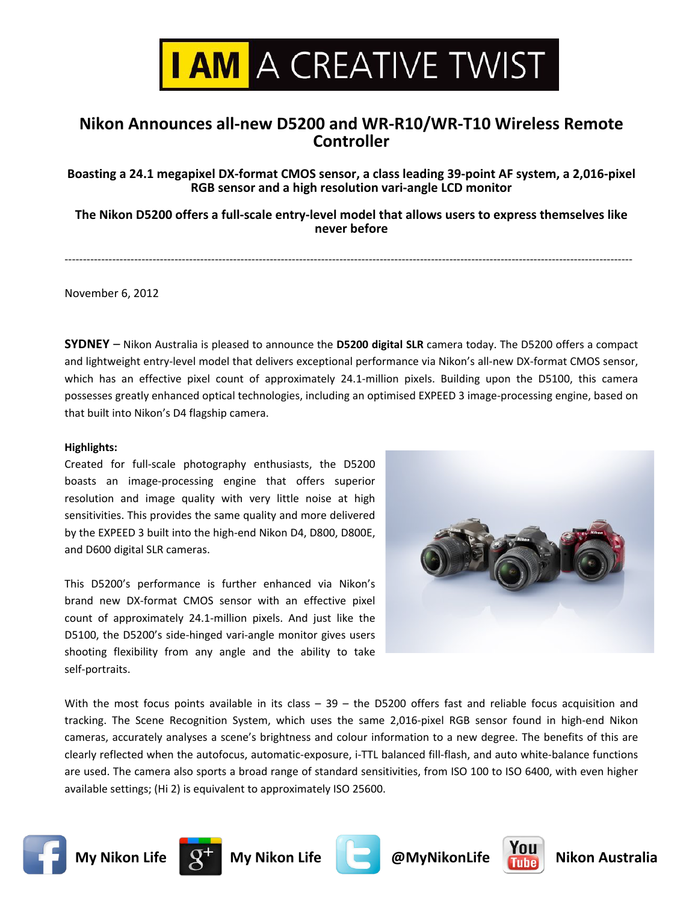# I AM A CREATIVE TWIST

## Nikon Announces all-new D5200 and WR-R10/WR-T10 Wireless Remote Controller

**Boasting a 24.1 megapixel DX-format CMOS sensor, a class leading 39-point AF system, a 2,016-pixel RGB sensor and a high resolution vari-angle LCD monitor**

**The Nikon D5200 offers a full-scale entry-level model that allows users to express themselves like never before**

---

November 6, 2012

**SYDNEY** – Nikon Australia is pleased to announce the **D5200 digital SLR** camera today. The D5200 offers a compact and lightweight entry-level model that delivers exceptional performance via Nikon's all-new DX-format CMOS sensor, which has an effective pixel count of approximately 24.1-million pixels. Building upon the D5100, this camera possesses greatly enhanced optical technologies, including an optimised EXPEED 3 image-processing engine, based on that built into Nikon's D4 flagship camera.

**Highlights:**

Created for full-scale photography enthusiasts, the D5200 boasts an image-processing engine that offers superior resolution and image quality with very little noise at high sensitivities. This provides the same quality and more delivered by the EXPEED 3 built into the high-end Nikon D4, D800, D800E, and D600 digital SLR cameras.

This D5200's performance is further enhanced via Nikon's brand new DX-format CMOS sensor with an effective pixel count of approximately 24.1-million pixels. And just like the D5100, the D5200's side-hinged vari-angle monitor gives users shooting flexibility from any angle and the ability to take self-portraits.

With the most focus points available in its class – 39 – the D5200 offers fast and reliable focus acquisition and tracking. The Scene Recognition System, which uses the same 2,016-pixel RGB sensor found in high-end Nikon cameras, accurately analyses a scene's brightness and colour information to a new degree. The benefits of this are clearly reflected when the autofocus, automatic-exposure, i-TTL balanced fill-flash, and auto white-balance functions are used. The camera also sports a broad range of standard sensitivities, from ISO 100 to ISO 6400, with even higher available settings; (Hi 2) is equivalent to approximately ISO 25600.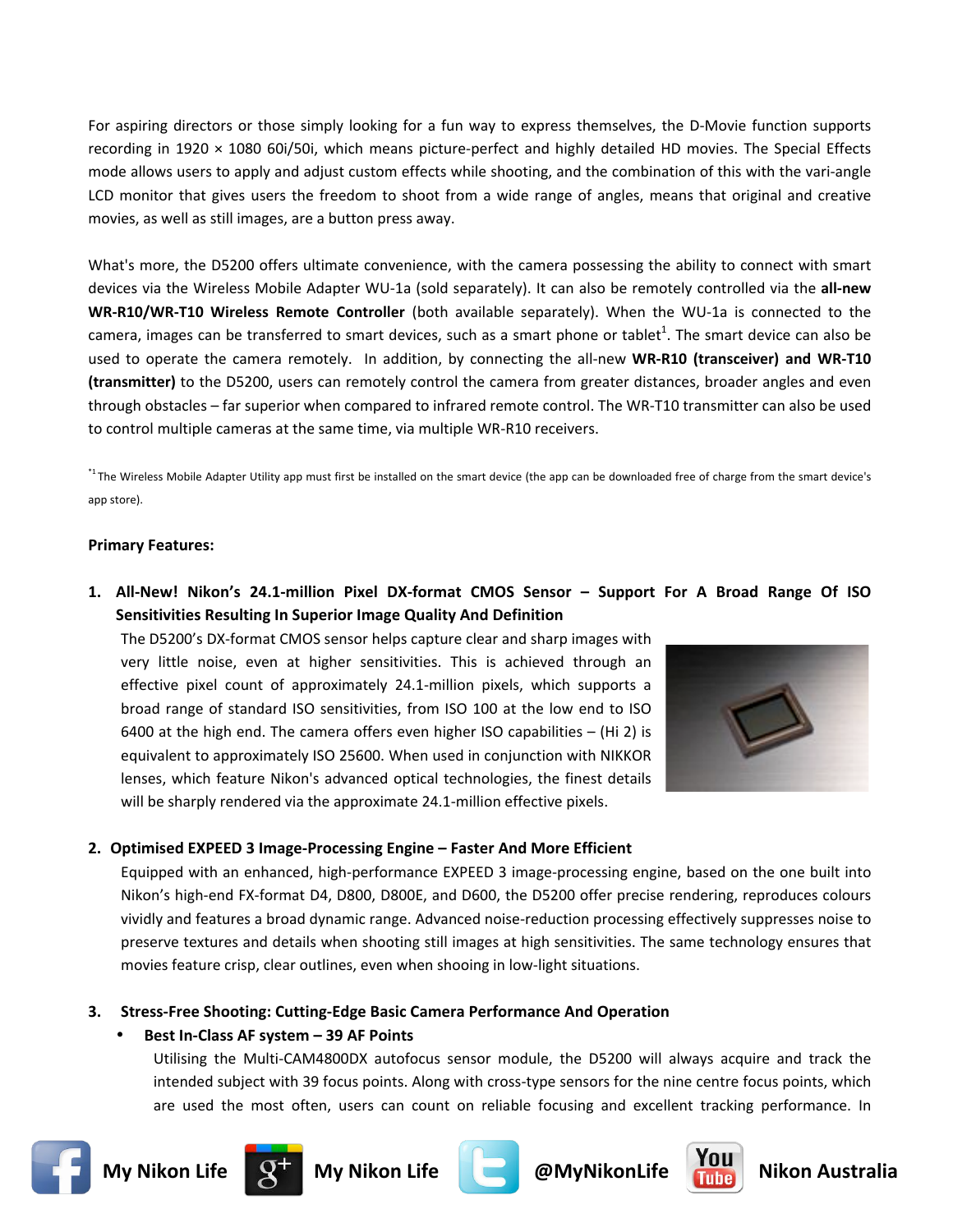For aspiring directors or those simply looking for a fun way to express themselves, the D-Movie function supports recording in 1920 × 1080 60i/50i, which means picture-perfect and highly detailed HD movies. The Special Effects mode allows users to apply and adjust custom effects while shooting, and the combination of this with the vari-angle LCD monitor that gives users the freedom to shoot from a wide range of angles, means that original and creative movies, as well as still images, are a button press away.

What's more, the D5200 offers ultimate convenience, with the camera possessing the ability to connect with smart devices via the Wireless Mobile Adapter WU-1a (sold separately). It can also be remotely controlled via the **all-new WR-R10/WR-T10 Wireless Remote Controller** (both available separately). When the WU-1a is connected to the camera, images can be transferred to smart devices, such as a smart phone or tablet[1]. The smart device can also be used to operate the camera remotely. In addition, by connecting the all-new **WR-R10 (transceiver) and WR-T10 (transmitter)** to the D5200, users can remotely control the camera from greater distances, broader angles and even through obstacles – far superior when compared to infrared remote control. The WR-T10 transmitter can also be used to control multiple cameras at the same time, via multiple WR-R10 receivers.

[*1] The Wireless Mobile Adapter Utility app must first be installed on the smart device (the app can be downloaded free of charge from the smart device's app store).

**Primary Features:**

1. **All-New! Nikon's 24.1-million Pixel DX-format CMOS Sensor – Support For A Broad Range Of ISO Sensitivities Resulting In Superior Image Quality And Definition**

   The D5200's DX-format CMOS sensor helps capture clear and sharp images with very little noise, even at higher sensitivities. This is achieved through an effective pixel count of approximately 24.1-million pixels, which supports a broad range of standard ISO sensitivities, from ISO 100 at the low end to ISO 6400 at the high end. The camera offers even higher ISO capabilities – (Hi 2) is equivalent to approximately ISO 25600. When used in conjunction with NIKKOR lenses, which feature Nikon's advanced optical technologies, the finest details will be sharply rendered via the approximate 24.1-million effective pixels.

2. **Optimised EXPEED 3 Image-Processing Engine – Faster And More Efficient**

   Equipped with an enhanced, high-performance EXPEED 3 image-processing engine, based on the one built into Nikon's high-end FX-format D4, D800, D800E, and D600, the D5200 offer precise rendering, reproduces colours vividly and features a broad dynamic range. Advanced noise-reduction processing effectively suppresses noise to preserve textures and details when shooting still images at high sensitivities. The same technology ensures that movies feature crisp, clear outlines, even when shooing in low-light situations.

3. **Stress-Free Shooting: Cutting-Edge Basic Camera Performance And Operation**

   - **Best In-Class AF system – 39 AF Points**

     Utilising the Multi-CAM4800DX autofocus sensor module, the D5200 will always acquire and track the intended subject with 39 focus points. Along with cross-type sensors for the nine centre focus points, which are used the most often, users can count on reliable focusing and excellent tracking performance. In

My Nikon Life | My Nikon Life | @MyNikonLife | Nikon Australia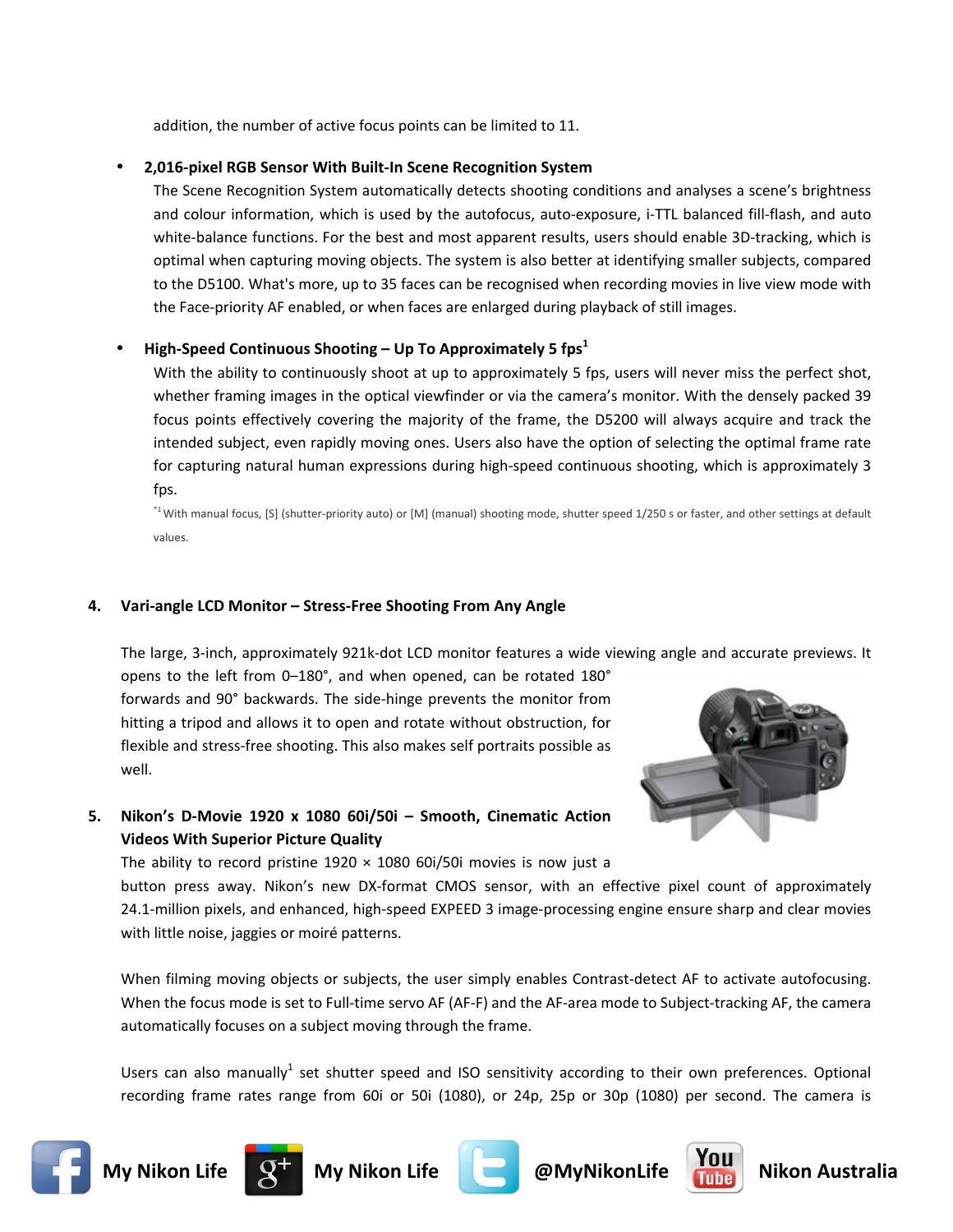addition, the number of active focus points can be limited to 11.

- **2,016-pixel RGB Sensor With Built-In Scene Recognition System**

  The Scene Recognition System automatically detects shooting conditions and analyses a scene's brightness and colour information, which is used by the autofocus, auto-exposure, i-TTL balanced fill-flash, and auto white-balance functions. For the best and most apparent results, users should enable 3D-tracking, which is optimal when capturing moving objects. The system is also better at identifying smaller subjects, compared to the D5100. What's more, up to 35 faces can be recognised when recording movies in live view mode with the Face-priority AF enabled, or when faces are enlarged during playback of still images.

- **High-Speed Continuous Shooting – Up To Approximately 5 fps[1]**

  With the ability to continuously shoot at up to approximately 5 fps, users will never miss the perfect shot, whether framing images in the optical viewfinder or via the camera's monitor. With the densely packed 39 focus points effectively covering the majority of the frame, the D5200 will always acquire and track the intended subject, even rapidly moving ones. Users also have the option of selecting the optimal frame rate for capturing natural human expressions during high-speed continuous shooting, which is approximately 3 fps.

  [*1] With manual focus, [S] (shutter-priority auto) or [M] (manual) shooting mode, shutter speed 1/250 s or faster, and other settings at default values.

**4. Vari-angle LCD Monitor – Stress-Free Shooting From Any Angle**

The large, 3-inch, approximately 921k-dot LCD monitor features a wide viewing angle and accurate previews. It opens to the left from 0–180°, and when opened, can be rotated 180° forwards and 90° backwards. The side-hinge prevents the monitor from hitting a tripod and allows it to open and rotate without obstruction, for flexible and stress-free shooting. This also makes self portraits possible as well.

**5. Nikon's D-Movie 1920 x 1080 60i/50i – Smooth, Cinematic Action Videos With Superior Picture Quality**

The ability to record pristine 1920 × 1080 60i/50i movies is now just a button press away. Nikon's new DX-format CMOS sensor, with an effective pixel count of approximately 24.1-million pixels, and enhanced, high-speed EXPEED 3 image-processing engine ensure sharp and clear movies with little noise, jaggies or moiré patterns.

When filming moving objects or subjects, the user simply enables Contrast-detect AF to activate autofocusing. When the focus mode is set to Full-time servo AF (AF-F) and the AF-area mode to Subject-tracking AF, the camera automatically focuses on a subject moving through the frame.

Users can also manually[1] set shutter speed and ISO sensitivity according to their own preferences. Optional recording frame rates range from 60i or 50i (1080), or 24p, 25p or 30p (1080) per second. The camera is

My Nikon Life | My Nikon Life | @MyNikonLife | Nikon Australia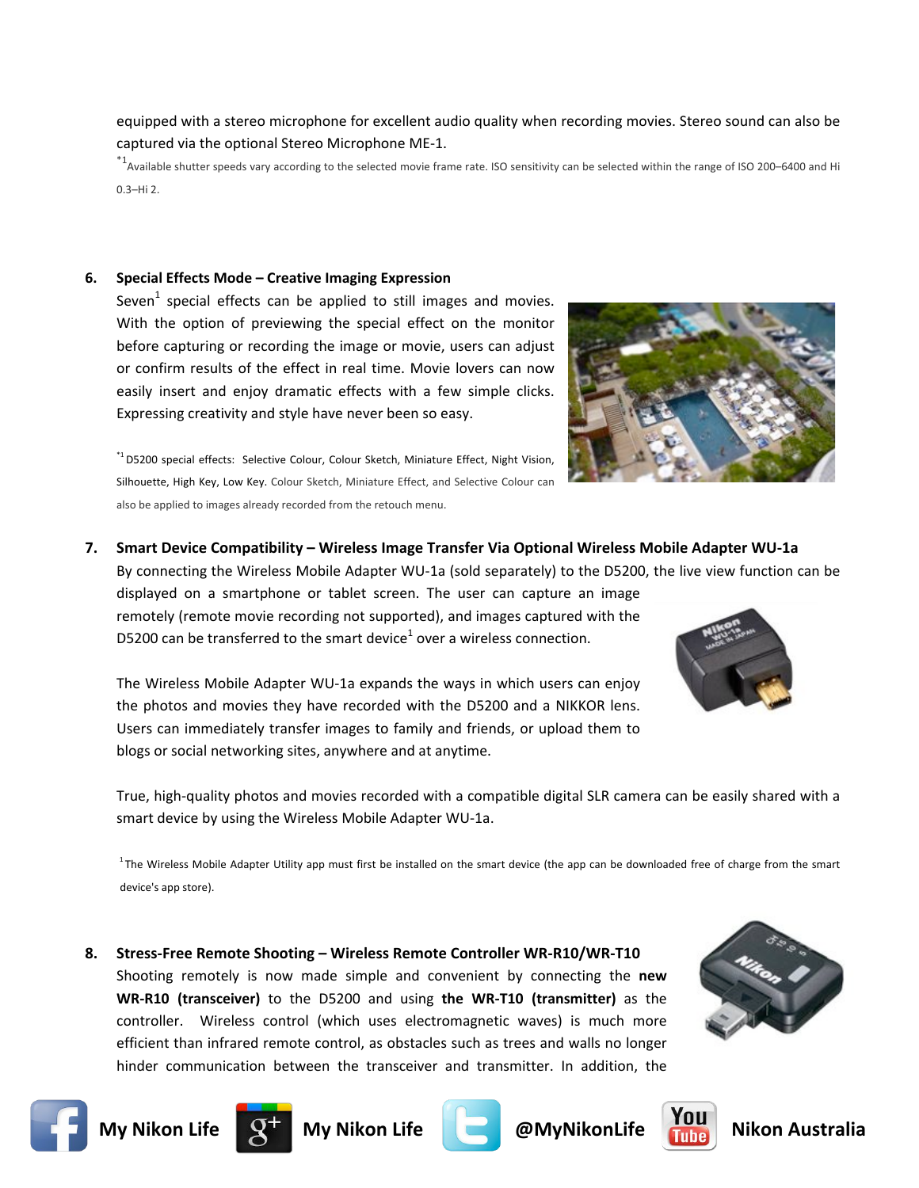equipped with a stereo microphone for excellent audio quality when recording movies. Stereo sound can also be captured via the optional Stereo Microphone ME-1.

*1 Available shutter speeds vary according to the selected movie frame rate. ISO sensitivity can be selected within the range of ISO 200–6400 and Hi 0.3–Hi 2.

6. **Special Effects Mode – Creative Imaging Expression**

   Seven[1] special effects can be applied to still images and movies. With the option of previewing the special effect on the monitor before capturing or recording the image or movie, users can adjust or confirm results of the effect in real time. Movie lovers can now easily insert and enjoy dramatic effects with a few simple clicks. Expressing creativity and style have never been so easy.

   *1 D5200 special effects: Selective Colour, Colour Sketch, Miniature Effect, Night Vision, Silhouette, High Key, Low Key. Colour Sketch, Miniature Effect, and Selective Colour can also be applied to images already recorded from the retouch menu.

7. **Smart Device Compatibility – Wireless Image Transfer Via Optional Wireless Mobile Adapter WU-1a**

   By connecting the Wireless Mobile Adapter WU-1a (sold separately) to the D5200, the live view function can be displayed on a smartphone or tablet screen. The user can capture an image remotely (remote movie recording not supported), and images captured with the D5200 can be transferred to the smart device[1] over a wireless connection.

   The Wireless Mobile Adapter WU-1a expands the ways in which users can enjoy the photos and movies they have recorded with the D5200 and a NIKKOR lens. Users can immediately transfer images to family and friends, or upload them to blogs or social networking sites, anywhere and at anytime.

   True, high-quality photos and movies recorded with a compatible digital SLR camera can be easily shared with a smart device by using the Wireless Mobile Adapter WU-1a.

   [1] The Wireless Mobile Adapter Utility app must first be installed on the smart device (the app can be downloaded free of charge from the smart device's app store).

8. **Stress-Free Remote Shooting – Wireless Remote Controller WR-R10/WR-T10**

   Shooting remotely is now made simple and convenient by connecting the **new WR-R10 (transceiver)** to the D5200 and using **the WR-T10 (transmitter)** as the controller. Wireless control (which uses electromagnetic waves) is much more efficient than infrared remote control, as obstacles such as trees and walls no longer hinder communication between the transceiver and transmitter. In addition, the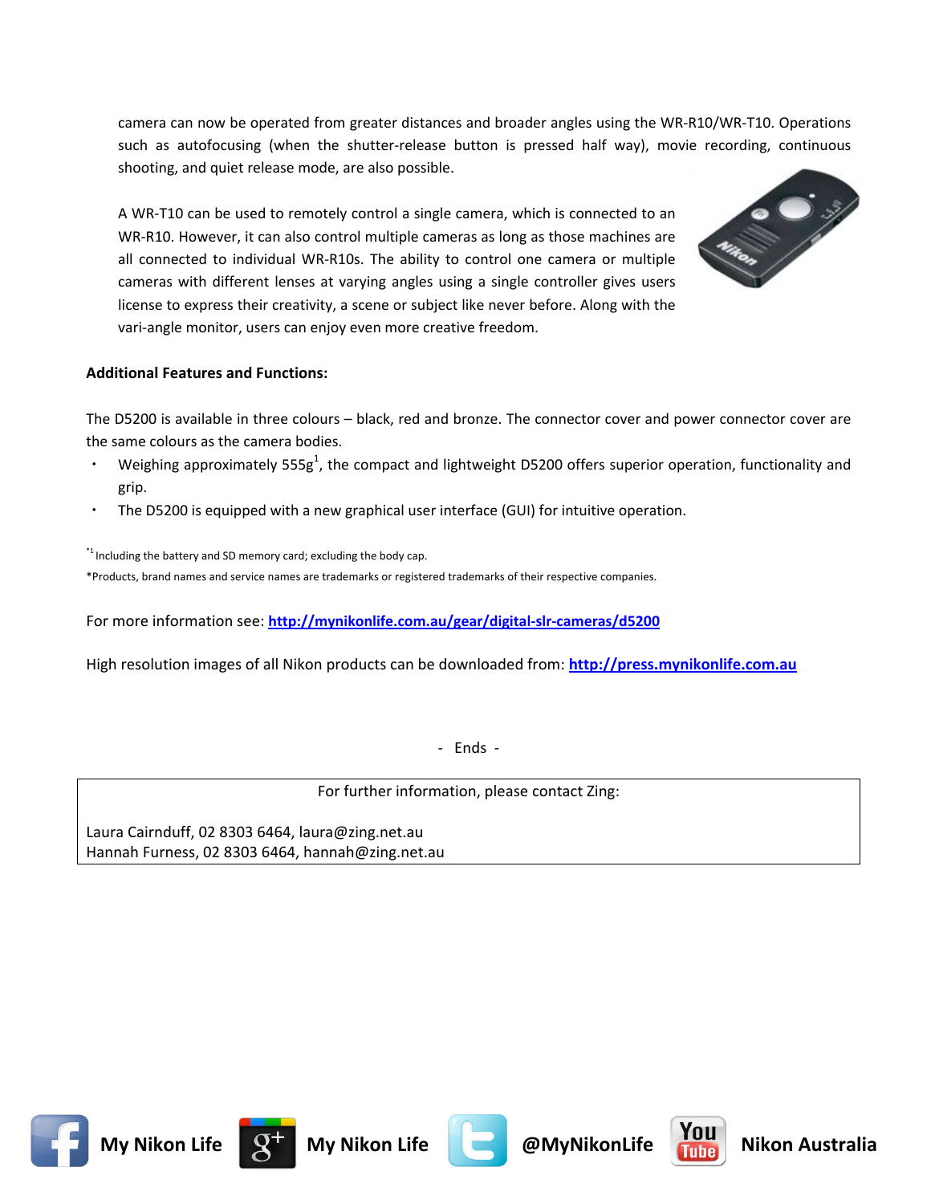camera can now be operated from greater distances and broader angles using the WR-R10/WR-T10. Operations such as autofocusing (when the shutter-release button is pressed half way), movie recording, continuous shooting, and quiet release mode, are also possible.

A WR-T10 can be used to remotely control a single camera, which is connected to an WR-R10. However, it can also control multiple cameras as long as those machines are all connected to individual WR-R10s. The ability to control one camera or multiple cameras with different lenses at varying angles using a single controller gives users license to express their creativity, a scene or subject like never before. Along with the vari-angle monitor, users can enjoy even more creative freedom.

**Additional Features and Functions:**

The D5200 is available in three colours – black, red and bronze. The connector cover and power connector cover are the same colours as the camera bodies.

- Weighing approximately 555g[1], the compact and lightweight D5200 offers superior operation, functionality and grip.
- The D5200 is equipped with a new graphical user interface (GUI) for intuitive operation.

[*1] Including the battery and SD memory card; excluding the body cap.

*Products, brand names and service names are trademarks or registered trademarks of their respective companies.

For more information see: **http://mynikonlife.com.au/gear/digital-slr-cameras/d5200**

High resolution images of all Nikon products can be downloaded from: **http://press.mynikonlife.com.au**

- Ends -

For further information, please contact Zing:

Laura Cairnduff, 02 8303 6464, laura@zing.net.au
Hannah Furness, 02 8303 6464, hannah@zing.net.au

My Nikon Life My Nikon Life @MyNikonLife Nikon Australia